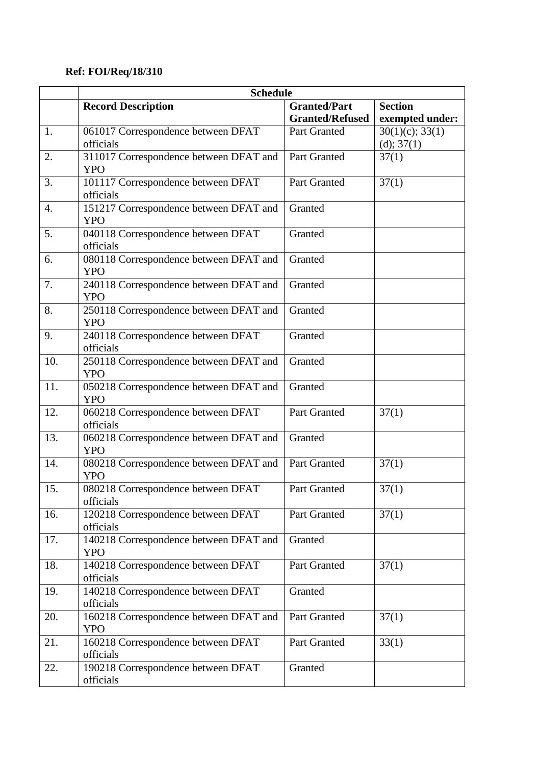**Ref: FOI/Req/18/310**

| | Schedule | | |
|---|---|---|---|
| | **Record Description** | **Granted/Part Granted/Refused** | **Section exempted under:** |
| 1. | 061017 Correspondence between DFAT officials | Part Granted | 30(1)(c); 33(1)(d); 37(1) |
| 2. | 311017 Correspondence between DFAT and YPO | Part Granted | 37(1) |
| 3. | 101117 Correspondence between DFAT officials | Part Granted | 37(1) |
| 4. | 151217 Correspondence between DFAT and YPO | Granted | |
| 5. | 040118 Correspondence between DFAT officials | Granted | |
| 6. | 080118 Correspondence between DFAT and YPO | Granted | |
| 7. | 240118 Correspondence between DFAT and YPO | Granted | |
| 8. | 250118 Correspondence between DFAT and YPO | Granted | |
| 9. | 240118 Correspondence between DFAT officials | Granted | |
| 10. | 250118 Correspondence between DFAT and YPO | Granted | |
| 11. | 050218 Correspondence between DFAT and YPO | Granted | |
| 12. | 060218 Correspondence between DFAT officials | Part Granted | 37(1) |
| 13. | 060218 Correspondence between DFAT and YPO | Granted | |
| 14. | 080218 Correspondence between DFAT and YPO | Part Granted | 37(1) |
| 15. | 080218 Correspondence between DFAT officials | Part Granted | 37(1) |
| 16. | 120218 Correspondence between DFAT officials | Part Granted | 37(1) |
| 17. | 140218 Correspondence between DFAT and YPO | Granted | |
| 18. | 140218 Correspondence between DFAT officials | Part Granted | 37(1) |
| 19. | 140218 Correspondence between DFAT officials | Granted | |
| 20. | 160218 Correspondence between DFAT and YPO | Part Granted | 37(1) |
| 21. | 160218 Correspondence between DFAT officials | Part Granted | 33(1) |
| 22. | 190218 Correspondence between DFAT officials | Granted | |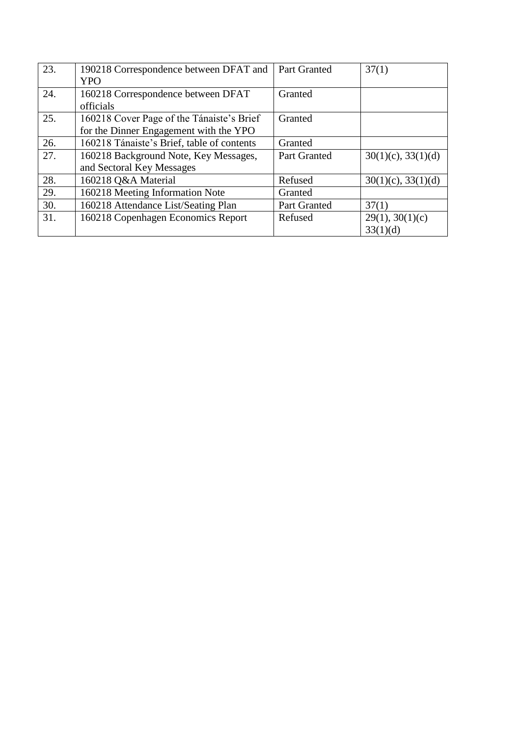| | | | |
|---|---|---|---|
| 23. | 190218 Correspondence between DFAT and YPO | Part Granted | 37(1) |
| 24. | 160218 Correspondence between DFAT officials | Granted | |
| 25. | 160218 Cover Page of the Tánaiste's Brief for the Dinner Engagement with the YPO | Granted | |
| 26. | 160218 Tánaiste's Brief, table of contents | Granted | |
| 27. | 160218 Background Note, Key Messages, and Sectoral Key Messages | Part Granted | 30(1)(c), 33(1)(d) |
| 28. | 160218 Q&A Material | Refused | 30(1)(c), 33(1)(d) |
| 29. | 160218 Meeting Information Note | Granted | |
| 30. | 160218 Attendance List/Seating Plan | Part Granted | 37(1) |
| 31. | 160218 Copenhagen Economics Report | Refused | 29(1), 30(1)(c) 33(1)(d) |